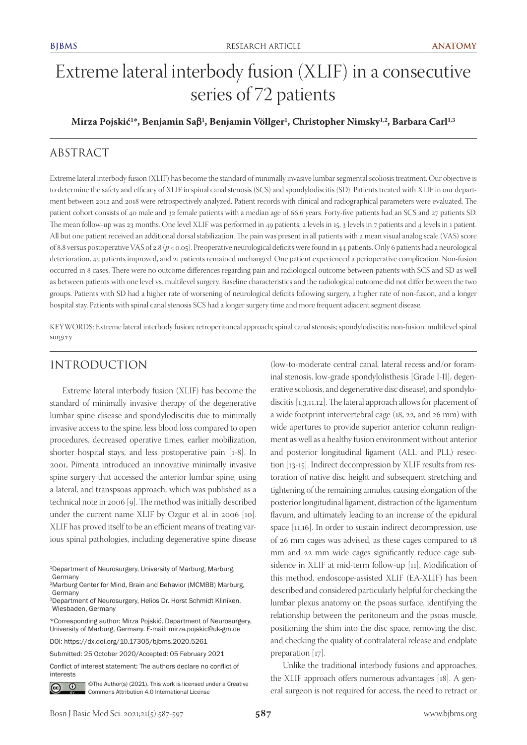# Extreme lateral interbody fusion (XLIF) in a consecutive series of 72 patients

**Mirza Pojskić[1*], Benjamin Saβ[1], Benjamin Völlger[1], Christopher Nimsky[1,2], Barbara Carl[1,3]**

## ABSTRACT

Extreme lateral interbody fusion (XLIF) has become the standard of minimally invasive lumbar segmental scoliosis treatment. Our objective is to determine the safety and efficacy of XLIF in spinal canal stenosis (SCS) and spondylodiscitis (SD). Patients treated with XLIF in our department between 2012 and 2018 were retrospectively analyzed. Patient records with clinical and radiographical parameters were evaluated. The patient cohort consists of 40 male and 32 female patients with a median age of 66.6 years. Forty-five patients had an SCS and 27 patients SD. The mean follow-up was 23 months. One level XLIF was performed in 49 patients, 2 levels in 15, 3 levels in 7 patients and 4 levels in 1 patient. All but one patient received an additional dorsal stabilization. The pain was present in all patients with a mean visual analog scale (VAS) score of 8.8 versus postoperative VAS of 2.8 ($p < 0.05$). Preoperative neurological deficits were found in 44 patients. Only 6 patients had a neurological deterioration, 45 patients improved, and 21 patients remained unchanged. One patient experienced a perioperative complication. Non-fusion occurred in 8 cases. There were no outcome differences regarding pain and radiological outcome between patients with SCS and SD as well as between patients with one level vs. multilevel surgery. Baseline characteristics and the radiological outcome did not differ between the two groups. Patients with SD had a higher rate of worsening of neurological deficits following surgery, a higher rate of non-fusion, and a longer hospital stay. Patients with spinal canal stenosis SCS had a longer surgery time and more frequent adjacent segment disease.

KEYWORDS: Extreme lateral interbody fusion; retroperitoneal approach; spinal canal stenosis; spondylodiscitis; non-fusion; multilevel spinal surgery

## INTRODUCTION

Extreme lateral interbody fusion (XLIF) has become the standard of minimally invasive therapy of the degenerative lumbar spine disease and spondylodiscitis due to minimally invasive access to the spine, less blood loss compared to open procedures, decreased operative times, earlier mobilization, shorter hospital stays, and less postoperative pain [1-8]. In 2001, Pimenta introduced an innovative minimally invasive spine surgery that accessed the anterior lumbar spine, using a lateral, and transpsoas approach, which was published as a technical note in 2006 [9]. The method was initially described under the current name XLIF by Ozgur et al. in 2006 [10]. XLIF has proved itself to be an efficient means of treating various spinal pathologies, including degenerative spine disease (low-to-moderate central canal, lateral recess and/or foraminal stenosis, low-grade spondylolisthesis [Grade I-II], degenerative scoliosis, and degenerative disc disease), and spondylodiscitis [1,3,11,12]. The lateral approach allows for placement of a wide footprint intervertebral cage (18, 22, and 26 mm) with wide apertures to provide superior anterior column realignment as well as a healthy fusion environment without anterior and posterior longitudinal ligament (ALL and PLL) resection [13-15]. Indirect decompression by XLIF results from restoration of native disc height and subsequent stretching and tightening of the remaining annulus, causing elongation of the posterior longitudinal ligament, distraction of the ligamentum flavum, and ultimately leading to an increase of the epidural space [11,16]. In order to sustain indirect decompression, use of 26 mm cages was advised, as these cages compared to 18 mm and 22 mm wide cages significantly reduce cage subsidence in XLIF at mid-term follow-up [11]. Modification of this method, endoscope-assisted XLIF (EA-XLIF) has been described and considered particularly helpful for checking the lumbar plexus anatomy on the psoas surface, identifying the relationship between the peritoneum and the psoas muscle, positioning the shim into the disc space, removing the disc, and checking the quality of contralateral release and endplate preparation [17].

Unlike the traditional interbody fusions and approaches, the XLIF approach offers numerous advantages [18]. A general surgeon is not required for access, the need to retract or

[1]Department of Neurosurgery, University of Marburg, Marburg, Germany
[2]Marburg Center for Mind, Brain and Behavior (MCMBB) Marburg, Germany
[3]Department of Neurosurgery, Helios Dr. Horst Schmidt Kliniken, Wiesbaden, Germany

*Corresponding author: Mirza Pojskić, Department of Neurosurgery, University of Marburg, Germany. E-mail: mirza.pojskic@uk-gm.de

DOI: https://dx.doi.org/10.17305/bjbms.2020.5261

Submitted: 25 October 2020/Accepted: 05 February 2021

Conflict of interest statement: The authors declare no conflict of interests

©The Author(s) (2021). This work is licensed under a Creative Commons Attribution 4.0 International License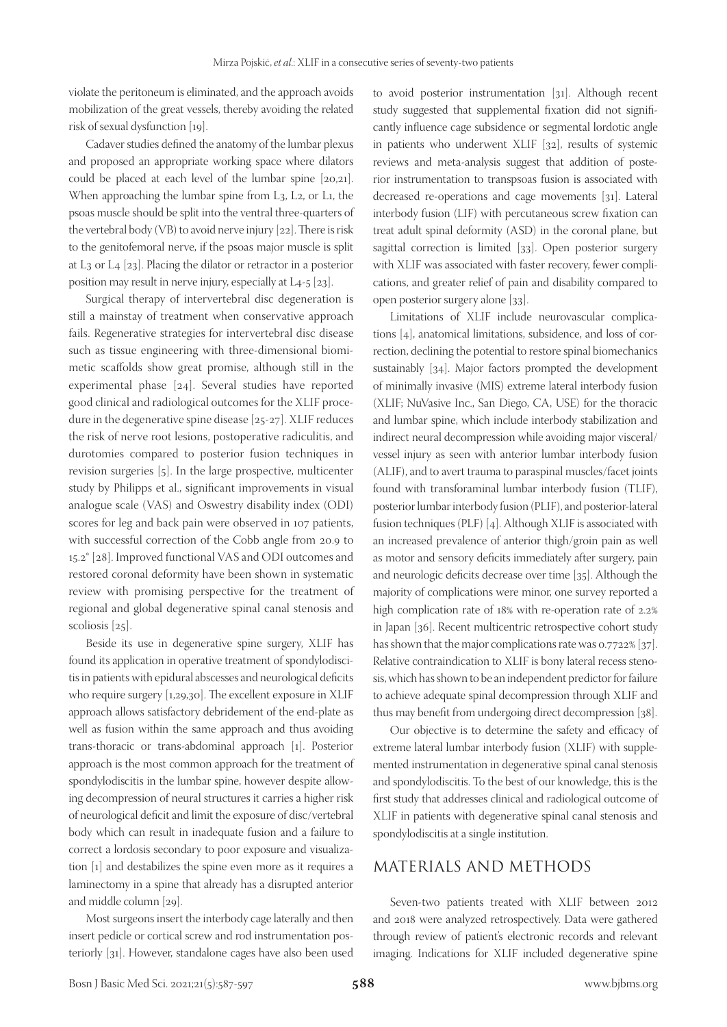violate the peritoneum is eliminated, and the approach avoids mobilization of the great vessels, thereby avoiding the related risk of sexual dysfunction [19].

Cadaver studies defined the anatomy of the lumbar plexus and proposed an appropriate working space where dilators could be placed at each level of the lumbar spine [20,21]. When approaching the lumbar spine from L3, L2, or L1, the psoas muscle should be split into the ventral three-quarters of the vertebral body (VB) to avoid nerve injury [22]. There is risk to the genitofemoral nerve, if the psoas major muscle is split at L3 or L4 [23]. Placing the dilator or retractor in a posterior position may result in nerve injury, especially at L4-5 [23].

Surgical therapy of intervertebral disc degeneration is still a mainstay of treatment when conservative approach fails. Regenerative strategies for intervertebral disc disease such as tissue engineering with three-dimensional biomimetic scaffolds show great promise, although still in the experimental phase [24]. Several studies have reported good clinical and radiological outcomes for the XLIF procedure in the degenerative spine disease [25-27]. XLIF reduces the risk of nerve root lesions, postoperative radiculitis, and durotomies compared to posterior fusion techniques in revision surgeries [5]. In the large prospective, multicenter study by Philipps et al., significant improvements in visual analogue scale (VAS) and Oswestry disability index (ODI) scores for leg and back pain were observed in 107 patients, with successful correction of the Cobb angle from 20.9 to 15.2° [28]. Improved functional VAS and ODI outcomes and restored coronal deformity have been shown in systematic review with promising perspective for the treatment of regional and global degenerative spinal canal stenosis and scoliosis [25].

Beside its use in degenerative spine surgery, XLIF has found its application in operative treatment of spondylodiscitis in patients with epidural abscesses and neurological deficits who require surgery [1,29,30]. The excellent exposure in XLIF approach allows satisfactory debridement of the end-plate as well as fusion within the same approach and thus avoiding trans-thoracic or trans-abdominal approach [1]. Posterior approach is the most common approach for the treatment of spondylodiscitis in the lumbar spine, however despite allowing decompression of neural structures it carries a higher risk of neurological deficit and limit the exposure of disc/vertebral body which can result in inadequate fusion and a failure to correct a lordosis secondary to poor exposure and visualization [1] and destabilizes the spine even more as it requires a laminectomy in a spine that already has a disrupted anterior and middle column [29].

Most surgeons insert the interbody cage laterally and then insert pedicle or cortical screw and rod instrumentation posteriorly [31]. However, standalone cages have also been used to avoid posterior instrumentation [31]. Although recent study suggested that supplemental fixation did not significantly influence cage subsidence or segmental lordotic angle in patients who underwent XLIF [32], results of systemic reviews and meta-analysis suggest that addition of posterior instrumentation to transpsoas fusion is associated with decreased re-operations and cage movements [31]. Lateral interbody fusion (LIF) with percutaneous screw fixation can treat adult spinal deformity (ASD) in the coronal plane, but sagittal correction is limited [33]. Open posterior surgery with XLIF was associated with faster recovery, fewer complications, and greater relief of pain and disability compared to open posterior surgery alone [33].

Limitations of XLIF include neurovascular complications [4], anatomical limitations, subsidence, and loss of correction, declining the potential to restore spinal biomechanics sustainably [34]. Major factors prompted the development of minimally invasive (MIS) extreme lateral interbody fusion (XLIF; NuVasive Inc., San Diego, CA, USE) for the thoracic and lumbar spine, which include interbody stabilization and indirect neural decompression while avoiding major visceral/vessel injury as seen with anterior lumbar interbody fusion (ALIF), and to avert trauma to paraspinal muscles/facet joints found with transforaminal lumbar interbody fusion (TLIF), posterior lumbar interbody fusion (PLIF), and posterior-lateral fusion techniques (PLF) [4]. Although XLIF is associated with an increased prevalence of anterior thigh/groin pain as well as motor and sensory deficits immediately after surgery, pain and neurologic deficits decrease over time [35]. Although the majority of complications were minor, one survey reported a high complication rate of 18% with re-operation rate of 2.2% in Japan [36]. Recent multicentric retrospective cohort study has shown that the major complications rate was 0.7722% [37]. Relative contraindication to XLIF is bony lateral recess stenosis, which has shown to be an independent predictor for failure to achieve adequate spinal decompression through XLIF and thus may benefit from undergoing direct decompression [38].

Our objective is to determine the safety and efficacy of extreme lateral lumbar interbody fusion (XLIF) with supplemented instrumentation in degenerative spinal canal stenosis and spondylodiscitis. To the best of our knowledge, this is the first study that addresses clinical and radiological outcome of XLIF in patients with degenerative spinal canal stenosis and spondylodiscitis at a single institution.

## MATERIALS AND METHODS

Seven-two patients treated with XLIF between 2012 and 2018 were analyzed retrospectively. Data were gathered through review of patient's electronic records and relevant imaging. Indications for XLIF included degenerative spine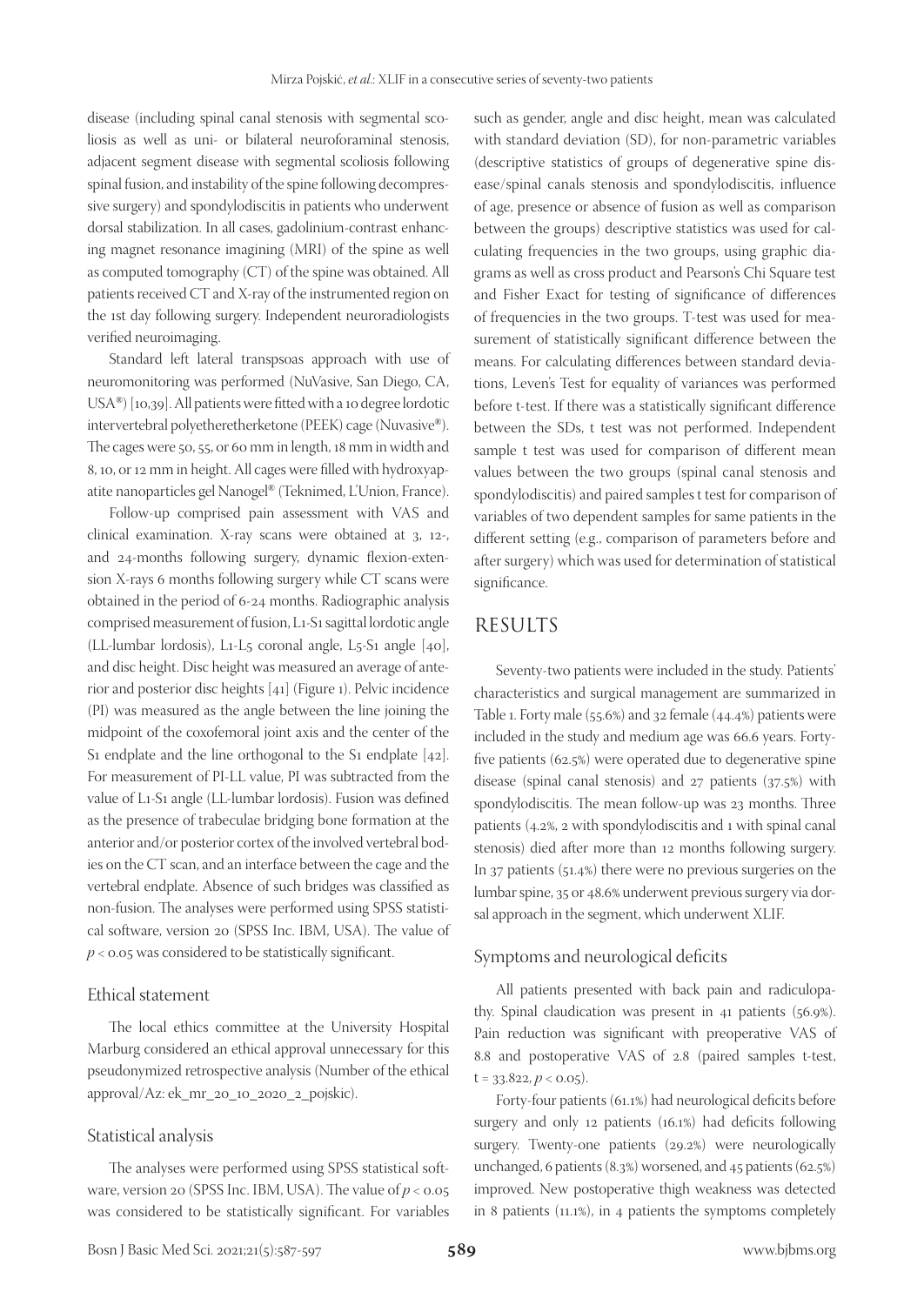disease (including spinal canal stenosis with segmental scoliosis as well as uni- or bilateral neuroforaminal stenosis, adjacent segment disease with segmental scoliosis following spinal fusion, and instability of the spine following decompressive surgery) and spondylodiscitis in patients who underwent dorsal stabilization. In all cases, gadolinium-contrast enhancing magnet resonance imagining (MRI) of the spine as well as computed tomography (CT) of the spine was obtained. All patients received CT and X-ray of the instrumented region on the 1st day following surgery. Independent neuroradiologists verified neuroimaging.

Standard left lateral transpsoas approach with use of neuromonitoring was performed (NuVasive, San Diego, CA, USA®) [10,39]. All patients were fitted with a 10 degree lordotic intervertebral polyetheretherketone (PEEK) cage (Nuvasive®). The cages were 50, 55, or 60 mm in length, 18 mm in width and 8, 10, or 12 mm in height. All cages were filled with hydroxyapatite nanoparticles gel Nanogel® (Teknimed, L'Union, France).

Follow-up comprised pain assessment with VAS and clinical examination. X-ray scans were obtained at 3, 12-, and 24-months following surgery, dynamic flexion-extension X-rays 6 months following surgery while CT scans were obtained in the period of 6-24 months. Radiographic analysis comprised measurement of fusion, L1-S1 sagittal lordotic angle (LL-lumbar lordosis), L1-L5 coronal angle, L5-S1 angle [40], and disc height. Disc height was measured an average of anterior and posterior disc heights [41] (Figure 1). Pelvic incidence (PI) was measured as the angle between the line joining the midpoint of the coxofemoral joint axis and the center of the S1 endplate and the line orthogonal to the S1 endplate [42]. For measurement of PI-LL value, PI was subtracted from the value of L1-S1 angle (LL-lumbar lordosis). Fusion was defined as the presence of trabeculae bridging bone formation at the anterior and/or posterior cortex of the involved vertebral bodies on the CT scan, and an interface between the cage and the vertebral endplate. Absence of such bridges was classified as non-fusion. The analyses were performed using SPSS statistical software, version 20 (SPSS Inc. IBM, USA). The value of $p < 0.05$ was considered to be statistically significant.

### Ethical statement

The local ethics committee at the University Hospital Marburg considered an ethical approval unnecessary for this pseudonymized retrospective analysis (Number of the ethical approval/Az: ek_mr_20_10_2020_2_pojskic).

### Statistical analysis

The analyses were performed using SPSS statistical software, version 20 (SPSS Inc. IBM, USA). The value of $p < 0.05$ was considered to be statistically significant. For variables such as gender, angle and disc height, mean was calculated with standard deviation (SD), for non-parametric variables (descriptive statistics of groups of degenerative spine disease/spinal canals stenosis and spondylodiscitis, influence of age, presence or absence of fusion as well as comparison between the groups) descriptive statistics was used for calculating frequencies in the two groups, using graphic diagrams as well as cross product and Pearson's Chi Square test and Fisher Exact for testing of significance of differences of frequencies in the two groups. T-test was used for measurement of statistically significant difference between the means. For calculating differences between standard deviations, Leven's Test for equality of variances was performed before t-test. If there was a statistically significant difference between the SDs, t test was not performed. Independent sample t test was used for comparison of different mean values between the two groups (spinal canal stenosis and spondylodiscitis) and paired samples t test for comparison of variables of two dependent samples for same patients in the different setting (e.g., comparison of parameters before and after surgery) which was used for determination of statistical significance.

## RESULTS

Seventy-two patients were included in the study. Patients' characteristics and surgical management are summarized in Table 1. Forty male (55.6%) and 32 female (44.4%) patients were included in the study and medium age was 66.6 years. Forty-five patients (62.5%) were operated due to degenerative spine disease (spinal canal stenosis) and 27 patients (37.5%) with spondylodiscitis. The mean follow-up was 23 months. Three patients (4.2%, 2 with spondylodiscitis and 1 with spinal canal stenosis) died after more than 12 months following surgery. In 37 patients (51.4%) there were no previous surgeries on the lumbar spine, 35 or 48.6% underwent previous surgery via dorsal approach in the segment, which underwent XLIF.

### Symptoms and neurological deficits

All patients presented with back pain and radiculopathy. Spinal claudication was present in 41 patients (56.9%). Pain reduction was significant with preoperative VAS of 8.8 and postoperative VAS of 2.8 (paired samples t-test, $t = 33.822$, $p < 0.05$).

Forty-four patients (61.1%) had neurological deficits before surgery and only 12 patients (16.1%) had deficits following surgery. Twenty-one patients (29.2%) were neurologically unchanged, 6 patients (8.3%) worsened, and 45 patients (62.5%) improved. New postoperative thigh weakness was detected in 8 patients (11.1%), in 4 patients the symptoms completely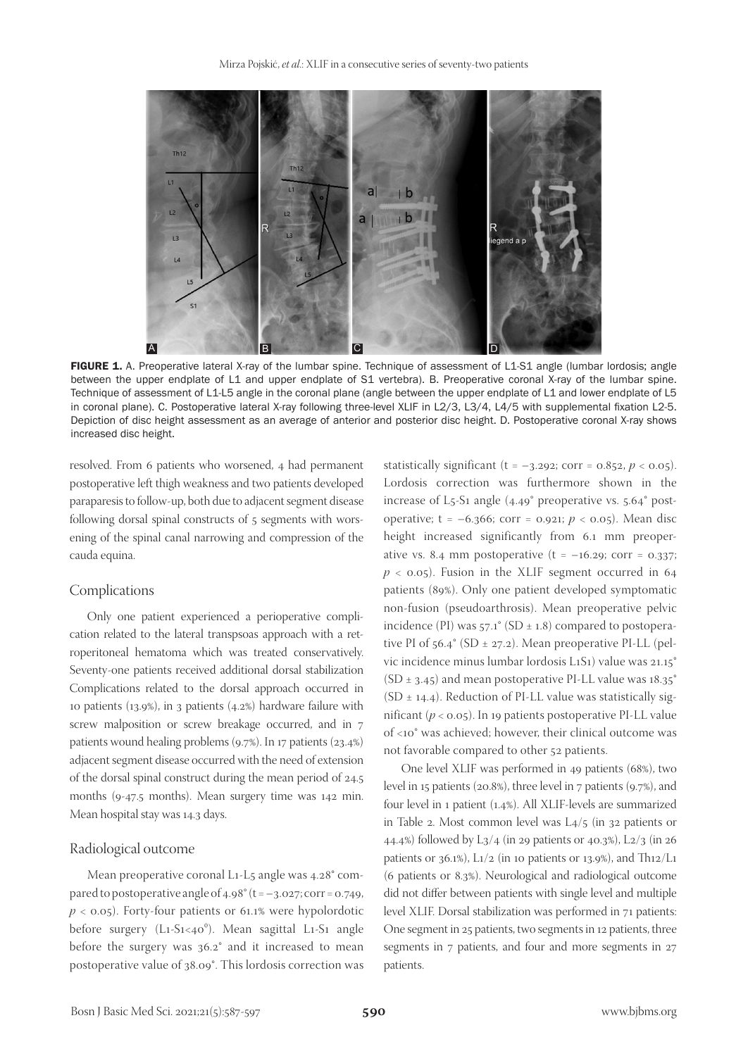FIGURE 1. A. Preoperative lateral X-ray of the lumbar spine. Technique of assessment of L1-S1 angle (lumbar lordosis; angle between the upper endplate of L1 and upper endplate of S1 vertebra). B. Preoperative coronal X-ray of the lumbar spine. Technique of assessment of L1-L5 angle in the coronal plane (angle between the upper endplate of L1 and lower endplate of L5 in coronal plane). C. Postoperative lateral X-ray following three-level XLIF in L2/3, L3/4, L4/5 with supplemental fixation L2-5. Depiction of disc height assessment as an average of anterior and posterior disc height. D. Postoperative coronal X-ray shows increased disc height.

resolved. From 6 patients who worsened, 4 had permanent postoperative left thigh weakness and two patients developed paraparesis to follow-up, both due to adjacent segment disease following dorsal spinal constructs of 5 segments with worsening of the spinal canal narrowing and compression of the cauda equina.

## Complications

Only one patient experienced a perioperative complication related to the lateral transpsoas approach with a retroperitoneal hematoma which was treated conservatively. Seventy-one patients received additional dorsal stabilization Complications related to the dorsal approach occurred in 10 patients (13.9%), in 3 patients (4.2%) hardware failure with screw malposition or screw breakage occurred, and in 7 patients wound healing problems (9.7%). In 17 patients (23.4%) adjacent segment disease occurred with the need of extension of the dorsal spinal construct during the mean period of 24.5 months (9-47.5 months). Mean surgery time was 142 min. Mean hospital stay was 14.3 days.

## Radiological outcome

Mean preoperative coronal L1-L5 angle was 4.28° compared to postoperative angle of 4.98° ($t = -3.027$; corr = 0.749, $p < 0.05$). Forty-four patients or 61.1% were hypolordotic before surgery (L1-S1<40°). Mean sagittal L1-S1 angle before the surgery was 36.2° and it increased to mean postoperative value of 38.09°. This lordosis correction was statistically significant ($t = -3.292$; corr = 0.852, $p < 0.05$). Lordosis correction was furthermore shown in the increase of L5-S1 angle (4.49° preoperative vs. 5.64° postoperative; $t = -6.366$; corr = 0.921; $p < 0.05$). Mean disc height increased significantly from 6.1 mm preoperative vs. 8.4 mm postoperative ($t = -16.29$; corr = 0.337; $p < 0.05$). Fusion in the XLIF segment occurred in 64 patients (89%). Only one patient developed symptomatic non-fusion (pseudoarthrosis). Mean preoperative pelvic incidence (PI) was 57.1° (SD ± 1.8) compared to postoperative PI of 56.4° (SD ± 27.2). Mean preoperative PI-LL (pelvic incidence minus lumbar lordosis L1S1) value was 21.15° (SD ± 3.45) and mean postoperative PI-LL value was 18.35° (SD ± 14.4). Reduction of PI-LL value was statistically significant ($p < 0.05$). In 19 patients postoperative PI-LL value of <10° was achieved; however, their clinical outcome was not favorable compared to other 52 patients.

One level XLIF was performed in 49 patients (68%), two level in 15 patients (20.8%), three level in 7 patients (9.7%), and four level in 1 patient (1.4%). All XLIF-levels are summarized in Table 2. Most common level was L4/5 (in 32 patients or 44.4%) followed by L3/4 (in 29 patients or 40.3%), L2/3 (in 26 patients or 36.1%), L1/2 (in 10 patients or 13.9%), and Th12/L1 (6 patients or 8.3%). Neurological and radiological outcome did not differ between patients with single level and multiple level XLIF. Dorsal stabilization was performed in 71 patients: One segment in 25 patients, two segments in 12 patients, three segments in 7 patients, and four and more segments in 27 patients.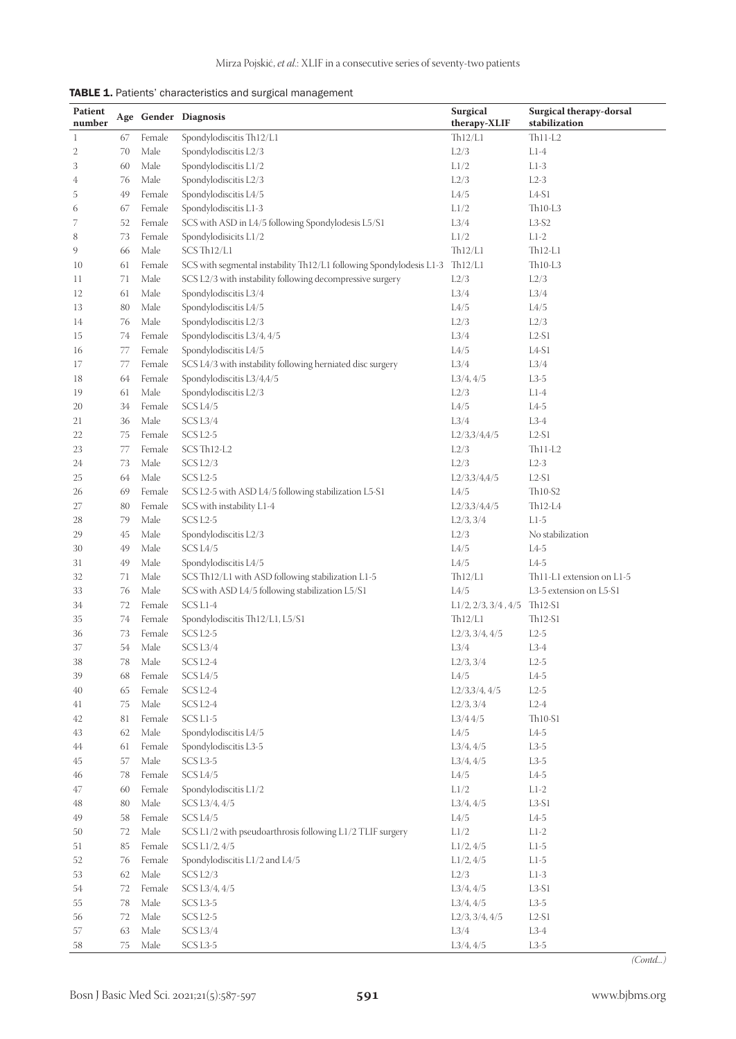**TABLE 1.** Patients' characteristics and surgical management

| Patient number | Age | Gender | Diagnosis | Surgical therapy-XLIF | Surgical therapy-dorsal stabilization |
|---|---|---|---|---|---|
| 1 | 67 | Female | Spondylodiscitis Th12/L1 | Th12/L1 | Th11-L2 |
| 2 | 70 | Male | Spondylodiscitis L2/3 | L2/3 | L1-4 |
| 3 | 60 | Male | Spondylodiscitis L1/2 | L1/2 | L1-3 |
| 4 | 76 | Male | Spondylodiscitis L2/3 | L2/3 | L2-3 |
| 5 | 49 | Female | Spondylodiscitis L4/5 | L4/5 | L4-S1 |
| 6 | 67 | Female | Spondylodiscitis L1-3 | L1/2 | Th10-L3 |
| 7 | 52 | Female | SCS with ASD in L4/5 following Spondylodesis L5/S1 | L3/4 | L3-S2 |
| 8 | 73 | Female | Spondylodisicits L1/2 | L1/2 | L1-2 |
| 9 | 66 | Male | SCS Th12/L1 | Th12/L1 | Th12-L1 |
| 10 | 61 | Female | SCS with segmental instability Th12/L1 following Spondylodesis L1-3 | Th12/L1 | Th10-L3 |
| 11 | 71 | Male | SCS L2/3 with instability following decompressive surgery | L2/3 | L2/3 |
| 12 | 61 | Male | Spondylodiscitis L3/4 | L3/4 | L3/4 |
| 13 | 80 | Male | Spondylodiscitis L4/5 | L4/5 | L4/5 |
| 14 | 76 | Male | Spondylodiscitis L2/3 | L2/3 | L2/3 |
| 15 | 74 | Female | Spondylodiscitis L3/4, 4/5 | L3/4 | L2-S1 |
| 16 | 77 | Female | Spondylodiscitis L4/5 | L4/5 | L4-S1 |
| 17 | 77 | Female | SCS L4/3 with instability following herniated disc surgery | L3/4 | L3/4 |
| 18 | 64 | Female | Spondylodiscitis L3/4,4/5 | L3/4, 4/5 | L3-5 |
| 19 | 61 | Male | Spondylodiscitis L2/3 | L2/3 | L1-4 |
| 20 | 34 | Female | SCS L4/5 | L4/5 | L4-5 |
| 21 | 36 | Male | SCS L3/4 | L3/4 | L3-4 |
| 22 | 75 | Female | SCS L2-5 | L2/3,3/4,4/5 | L2-S1 |
| 23 | 77 | Female | SCS Th12-L2 | L2/3 | Th11-L2 |
| 24 | 73 | Male | SCS L2/3 | L2/3 | L2-3 |
| 25 | 64 | Male | SCS L2-5 | L2/3,3/4,4/5 | L2-S1 |
| 26 | 69 | Female | SCS L2-5 with ASD L4/5 following stabilization L5-S1 | L4/5 | Th10-S2 |
| 27 | 80 | Female | SCS with instability L1-4 | L2/3,3/4,4/5 | Th12-L4 |
| 28 | 79 | Male | SCS L2-5 | L2/3, 3/4 | L1-5 |
| 29 | 45 | Male | Spondylodiscitis L2/3 | L2/3 | No stabilization |
| 30 | 49 | Male | SCS L4/5 | L4/5 | L4-5 |
| 31 | 49 | Male | Spondylodiscitis L4/5 | L4/5 | L4-5 |
| 32 | 71 | Male | SCS Th12/L1 with ASD following stabilization L1-5 | Th12/L1 | Th11-L1 extension on L1-5 |
| 33 | 76 | Male | SCS with ASD L4/5 following stabilization L5/S1 | L4/5 | L3-5 extension on L5-S1 |
| 34 | 72 | Female | SCS L1-4 | L1/2, 2/3, 3/4 , 4/5 | Th12-S1 |
| 35 | 74 | Female | Spondylodiscitis Th12/L1, L5/S1 | Th12/L1 | Th12-S1 |
| 36 | 73 | Female | SCS L2-5 | L2/3, 3/4, 4/5 | L2-5 |
| 37 | 54 | Male | SCS L3/4 | L3/4 | L3-4 |
| 38 | 78 | Male | SCS L2-4 | L2/3, 3/4 | L2-5 |
| 39 | 68 | Female | SCS L4/5 | L4/5 | L4-5 |
| 40 | 65 | Female | SCS L2-4 | L2/3,3/4, 4/5 | L2-5 |
| 41 | 75 | Male | SCS L2-4 | L2/3, 3/4 | L2-4 |
| 42 | 81 | Female | SCS L1-5 | L3/4 4/5 | Th10-S1 |
| 43 | 62 | Male | Spondylodiscitis L4/5 | L4/5 | L4-5 |
| 44 | 61 | Female | Spondylodiscitis L3-5 | L3/4, 4/5 | L3-5 |
| 45 | 57 | Male | SCS L3-5 | L3/4, 4/5 | L3-5 |
| 46 | 78 | Female | SCS L4/5 | L4/5 | L4-5 |
| 47 | 60 | Female | Spondylodiscitis L1/2 | L1/2 | L1-2 |
| 48 | 80 | Male | SCS L3/4, 4/5 | L3/4, 4/5 | L3-S1 |
| 49 | 58 | Female | SCS L4/5 | L4/5 | L4-5 |
| 50 | 72 | Male | SCS L1/2 with pseudoarthrosis following L1/2 TLIF surgery | L1/2 | L1-2 |
| 51 | 85 | Female | SCS L1/2, 4/5 | L1/2, 4/5 | L1-5 |
| 52 | 76 | Female | Spondylodiscitis L1/2 and L4/5 | L1/2, 4/5 | L1-5 |
| 53 | 62 | Male | SCS L2/3 | L2/3 | L1-3 |
| 54 | 72 | Female | SCS L3/4, 4/5 | L3/4, 4/5 | L3-S1 |
| 55 | 78 | Male | SCS L3-5 | L3/4, 4/5 | L3-5 |
| 56 | 72 | Male | SCS L2-5 | L2/3, 3/4, 4/5 | L2-S1 |
| 57 | 63 | Male | SCS L3/4 | L3/4 | L3-4 |
| 58 | 75 | Male | SCS L3-5 | L3/4, 4/5 | L3-5 |

*(Contd...)*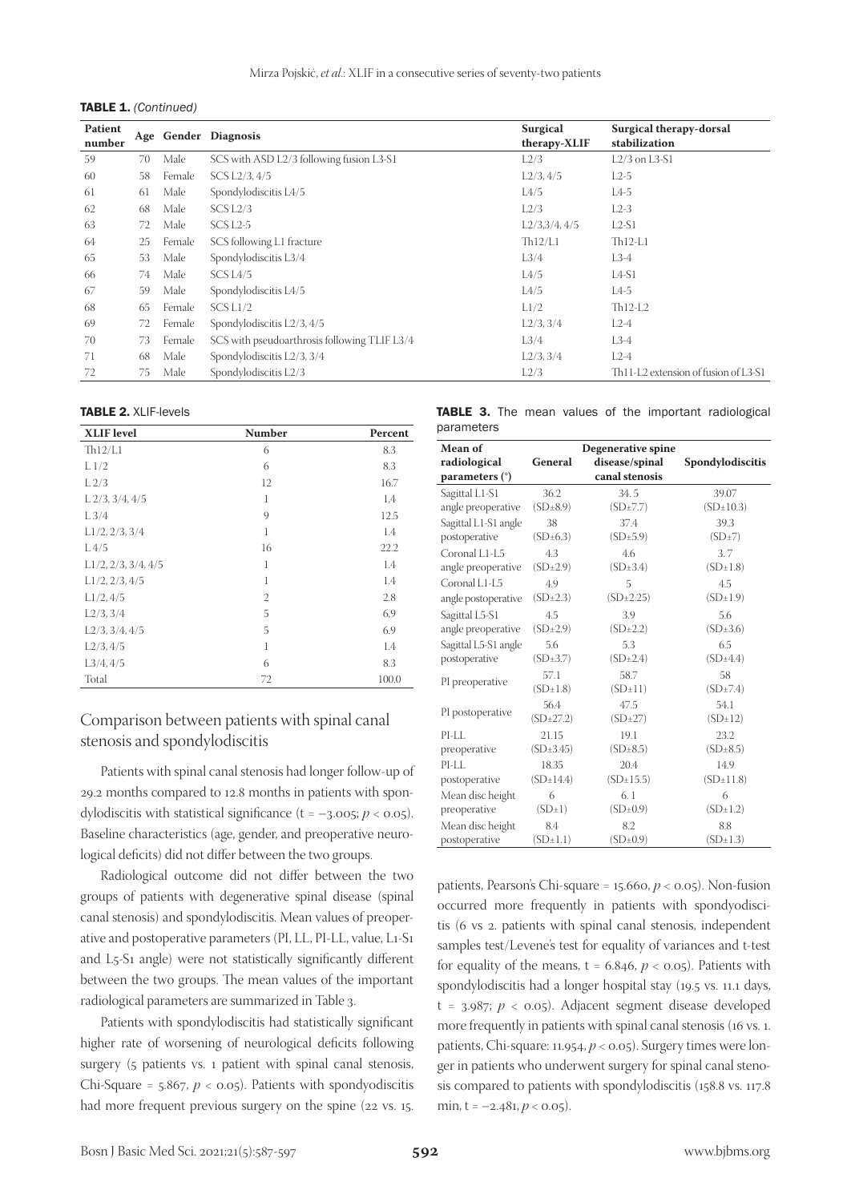**TABLE 1.** *(Continued)*

| Patient number | Age | Gender | Diagnosis | Surgical therapy-XLIF | Surgical therapy-dorsal stabilization |
|---|---|---|---|---|---|
| 59 | 70 | Male | SCS with ASD L2/3 following fusion L3-S1 | L2/3 | L2/3 on L3-S1 |
| 60 | 58 | Female | SCS L2/3, 4/5 | L2/3, 4/5 | L2-5 |
| 61 | 61 | Male | Spondylodiscitis L4/5 | L4/5 | L4-5 |
| 62 | 68 | Male | SCS L2/3 | L2/3 | L2-3 |
| 63 | 72 | Male | SCS L2-5 | L2/3,3/4, 4/5 | L2-S1 |
| 64 | 25 | Female | SCS following L1 fracture | Th12/L1 | Th12-L1 |
| 65 | 53 | Male | Spondylodiscitis L3/4 | L3/4 | L3-4 |
| 66 | 74 | Male | SCS L4/5 | L4/5 | L4-S1 |
| 67 | 59 | Male | Spondylodiscitis L4/5 | L4/5 | L4-5 |
| 68 | 65 | Female | SCS L1/2 | L1/2 | Th12-L2 |
| 69 | 72 | Female | Spondylodiscitis L2/3, 4/5 | L2/3, 3/4 | L2-4 |
| 70 | 73 | Female | SCS with pseudoarthrosis following TLIF L3/4 | L3/4 | L3-4 |
| 71 | 68 | Male | Spondylodiscitis L2/3, 3/4 | L2/3, 3/4 | L2-4 |
| 72 | 75 | Male | Spondylodiscitis L2/3 | L2/3 | Th11-L2 extension of fusion of L3-S1 |

**TABLE 2.** XLIF-levels

| XLIF level | Number | Percent |
|---|---|---|
| Th12/L1 | 6 | 8.3 |
| L 1/2 | 6 | 8.3 |
| L 2/3 | 12 | 16.7 |
| L 2/3, 3/4, 4/5 | 1 | 1,4 |
| L 3/4 | 9 | 12.5 |
| L1/2, 2/3, 3/4 | 1 | 1.4 |
| L 4/5 | 16 | 22.2 |
| L1/2, 2/3, 3/4, 4/5 | 1 | 1.4 |
| L1/2, 2/3, 4/5 | 1 | 1.4 |
| L1/2, 4/5 | 2 | 2.8 |
| L2/3, 3/4 | 5 | 6,9 |
| L2/3, 3/4, 4/5 | 5 | 6.9 |
| L2/3, 4/5 | 1 | 1.4 |
| L3/4, 4/5 | 6 | 8.3 |
| Total | 72 | 100.0 |

## Comparison between patients with spinal canal stenosis and spondylodiscitis

Patients with spinal canal stenosis had longer follow-up of 29.2 months compared to 12.8 months in patients with spondylodiscitis with statistical significance ($t = -3.005$; $p < 0.05$). Baseline characteristics (age, gender, and preoperative neurological deficits) did not differ between the two groups.

Radiological outcome did not differ between the two groups of patients with degenerative spinal disease (spinal canal stenosis) and spondylodiscitis. Mean values of preoperative and postoperative parameters (PI, LL, PI-LL, value, L1-S1 and L5-S1 angle) were not statistically significantly different between the two groups. The mean values of the important radiological parameters are summarized in Table 3.

Patients with spondylodiscitis had statistically significant higher rate of worsening of neurological deficits following surgery (5 patients vs. 1 patient with spinal canal stenosis, Chi-Square = 5.867, $p < 0.05$). Patients with spondyodiscitis had more frequent previous surgery on the spine (22 vs. 15. patients, Pearson's Chi-square = 15.660, $p < 0.05$). Non-fusion occurred more frequently in patients with spondyodiscitis (6 vs 2. patients with spinal canal stenosis, independent samples test/Levene's test for equality of variances and t-test for equality of the means, $t = 6.846$, $p < 0.05$). Patients with spondylodiscitis had a longer hospital stay (19.5 vs. 11.1 days, $t = 3.987$; $p < 0.05$). Adjacent segment disease developed more frequently in patients with spinal canal stenosis (16 vs. 1. patients, Chi-square: 11.954, $p < 0.05$). Surgery times were longer in patients who underwent surgery for spinal canal stenosis compared to patients with spondylodiscitis (158.8 vs. 117.8 min, $t = -2.481$, $p < 0.05$).

**TABLE 3.** The mean values of the important radiological parameters

| Mean of radiological parameters (°) | General | Degenerative spine disease/spinal canal stenosis | Spondylodiscitis |
|---|---|---|---|
| Sagittal L1-S1 angle preoperative | 36.2 (SD±8.9) | 34. 5 (SD±7.7) | 39.07 (SD±10.3) |
| Sagittal L1-S1 angle postoperative | 38 (SD±6.3) | 37.4 (SD±5.9) | 39.3 (SD±7) |
| Coronal L1-L5 angle preoperative | 4.3 (SD±2.9) | 4.6 (SD±3.4) | 3. 7 (SD±1.8) |
| Coronal L1-L5 angle postoperative | 4.9 (SD±2.3) | 5 (SD±2.25) | 4.5 (SD±1.9) |
| Sagittal L5-S1 angle preoperative | 4.5 (SD±2.9) | 3.9 (SD±2.2) | 5.6 (SD±3.6) |
| Sagittal L5-S1 angle postoperative | 5.6 (SD±3.7) | 5.3 (SD±2.4) | 6.5 (SD±4.4) |
| PI preoperative | 57.1 (SD±1.8) | 58.7 (SD±11) | 58 (SD±7.4) |
| PI postoperative | 56.4 (SD±27.2) | 47.5 (SD±27) | 54.1 (SD±12) |
| PI-LL preoperative | 21.15 (SD±3.45) | 19.1 (SD±8.5) | 23.2 (SD±8.5) |
| PI-LL postoperative | 18.35 (SD±14.4) | 20.4 (SD±15.5) | 14.9 (SD±11.8) |
| Mean disc height preoperative | 6 (SD±1) | 6. 1 (SD±0.9) | 6 (SD±1.2) |
| Mean disc height postoperative | 8.4 (SD±1.1) | 8.2 (SD±0.9) | 8.8 (SD±1.3) |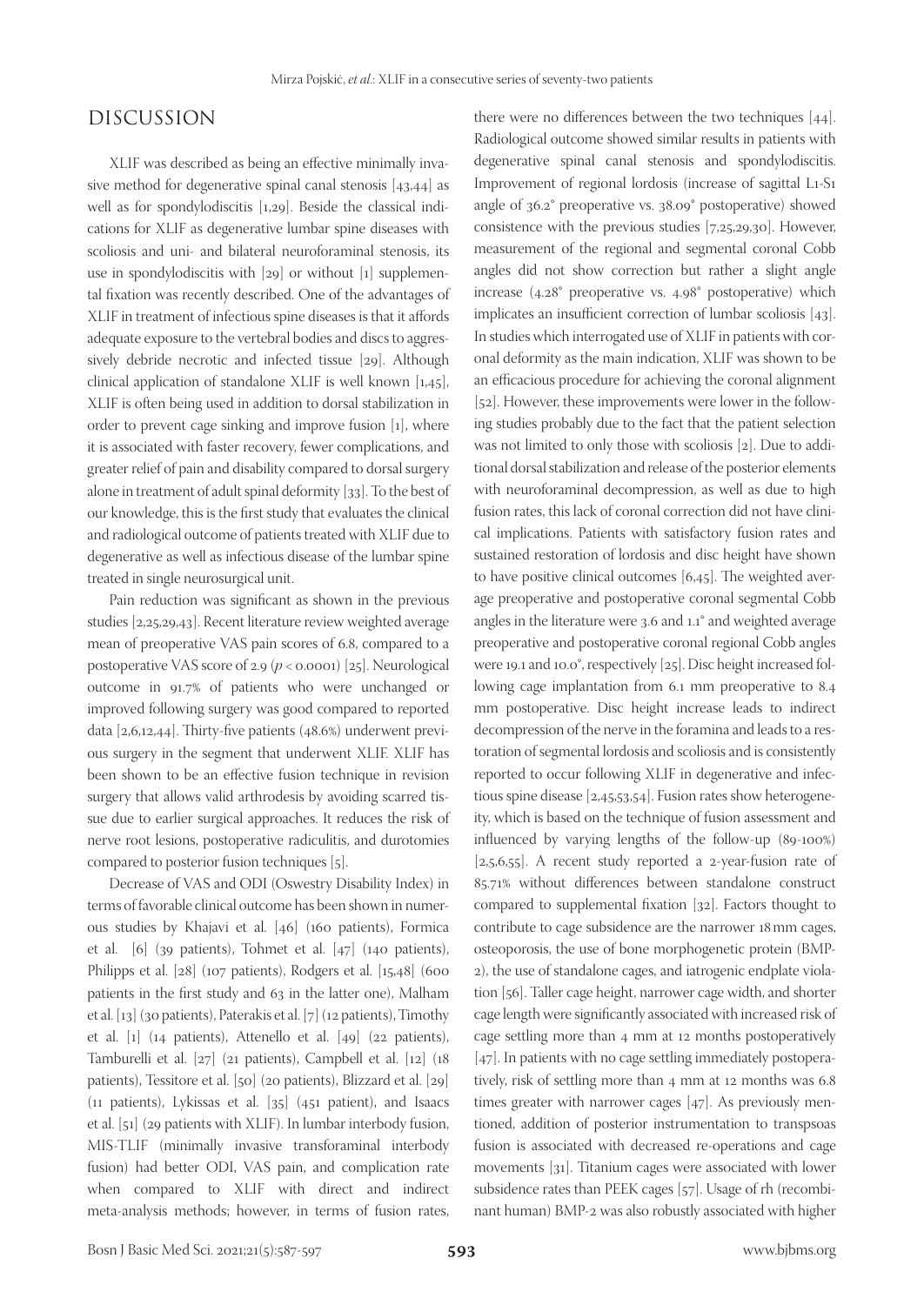## DISCUSSION

XLIF was described as being an effective minimally invasive method for degenerative spinal canal stenosis [43,44] as well as for spondylodiscitis [1,29]. Beside the classical indications for XLIF as degenerative lumbar spine diseases with scoliosis and uni- and bilateral neuroforaminal stenosis, its use in spondylodiscitis with [29] or without [1] supplemental fixation was recently described. One of the advantages of XLIF in treatment of infectious spine diseases is that it affords adequate exposure to the vertebral bodies and discs to aggressively debride necrotic and infected tissue [29]. Although clinical application of standalone XLIF is well known [1,45], XLIF is often being used in addition to dorsal stabilization in order to prevent cage sinking and improve fusion [1], where it is associated with faster recovery, fewer complications, and greater relief of pain and disability compared to dorsal surgery alone in treatment of adult spinal deformity [33]. To the best of our knowledge, this is the first study that evaluates the clinical and radiological outcome of patients treated with XLIF due to degenerative as well as infectious disease of the lumbar spine treated in single neurosurgical unit.

Pain reduction was significant as shown in the previous studies [2,25,29,43]. Recent literature review weighted average mean of preoperative VAS pain scores of 6.8, compared to a postoperative VAS score of 2.9 ($p < 0.0001$) [25]. Neurological outcome in 91.7% of patients who were unchanged or improved following surgery was good compared to reported data [2,6,12,44]. Thirty-five patients (48.6%) underwent previous surgery in the segment that underwent XLIF. XLIF has been shown to be an effective fusion technique in revision surgery that allows valid arthrodesis by avoiding scarred tissue due to earlier surgical approaches. It reduces the risk of nerve root lesions, postoperative radiculitis, and durotomies compared to posterior fusion techniques [5].

Decrease of VAS and ODI (Oswestry Disability Index) in terms of favorable clinical outcome has been shown in numerous studies by Khajavi et al. [46] (160 patients), Formica et al. [6] (39 patients), Tohmet et al. [47] (140 patients), Philipps et al. [28] (107 patients), Rodgers et al. [15,48] (600 patients in the first study and 63 in the latter one), Malham et al. [13] (30 patients), Paterakis et al. [7] (12 patients), Timothy et al. [1] (14 patients), Attenello et al. [49] (22 patients), Tamburelli et al. [27] (21 patients), Campbell et al. [12] (18 patients), Tessitore et al. [50] (20 patients), Blizzard et al. [29] (11 patients), Lykissas et al. [35] (451 patient), and Isaacs et al. [51] (29 patients with XLIF). In lumbar interbody fusion, MIS-TLIF (minimally invasive transforaminal interbody fusion) had better ODI, VAS pain, and complication rate when compared to XLIF with direct and indirect meta-analysis methods; however, in terms of fusion rates, there were no differences between the two techniques [44]. Radiological outcome showed similar results in patients with degenerative spinal canal stenosis and spondylodiscitis. Improvement of regional lordosis (increase of sagittal L1-S1 angle of 36.2° preoperative vs. 38.09° postoperative) showed consistence with the previous studies [7,25,29,30]. However, measurement of the regional and segmental coronal Cobb angles did not show correction but rather a slight angle increase (4.28° preoperative vs. 4.98° postoperative) which implicates an insufficient correction of lumbar scoliosis [43]. In studies which interrogated use of XLIF in patients with coronal deformity as the main indication, XLIF was shown to be an efficacious procedure for achieving the coronal alignment [52]. However, these improvements were lower in the following studies probably due to the fact that the patient selection was not limited to only those with scoliosis [2]. Due to additional dorsal stabilization and release of the posterior elements with neuroforaminal decompression, as well as due to high fusion rates, this lack of coronal correction did not have clinical implications. Patients with satisfactory fusion rates and sustained restoration of lordosis and disc height have shown to have positive clinical outcomes [6,45]. The weighted average preoperative and postoperative coronal segmental Cobb angles in the literature were 3.6 and 1.1° and weighted average preoperative and postoperative coronal regional Cobb angles were 19.1 and 10.0°, respectively [25]. Disc height increased following cage implantation from 6.1 mm preoperative to 8.4 mm postoperative. Disc height increase leads to indirect decompression of the nerve in the foramina and leads to a restoration of segmental lordosis and scoliosis and is consistently reported to occur following XLIF in degenerative and infectious spine disease [2,45,53,54]. Fusion rates show heterogeneity, which is based on the technique of fusion assessment and influenced by varying lengths of the follow-up (89-100%) [2,5,6,55]. A recent study reported a 2-year-fusion rate of 85.71% without differences between standalone construct compared to supplemental fixation [32]. Factors thought to contribute to cage subsidence are the narrower 18 mm cages, osteoporosis, the use of bone morphogenetic protein (BMP-2), the use of standalone cages, and iatrogenic endplate violation [56]. Taller cage height, narrower cage width, and shorter cage length were significantly associated with increased risk of cage settling more than 4 mm at 12 months postoperatively [47]. In patients with no cage settling immediately postoperatively, risk of settling more than 4 mm at 12 months was 6.8 times greater with narrower cages [47]. As previously mentioned, addition of posterior instrumentation to transpsoas fusion is associated with decreased re-operations and cage movements [31]. Titanium cages were associated with lower subsidence rates than PEEK cages [57]. Usage of rh (recombinant human) BMP-2 was also robustly associated with higher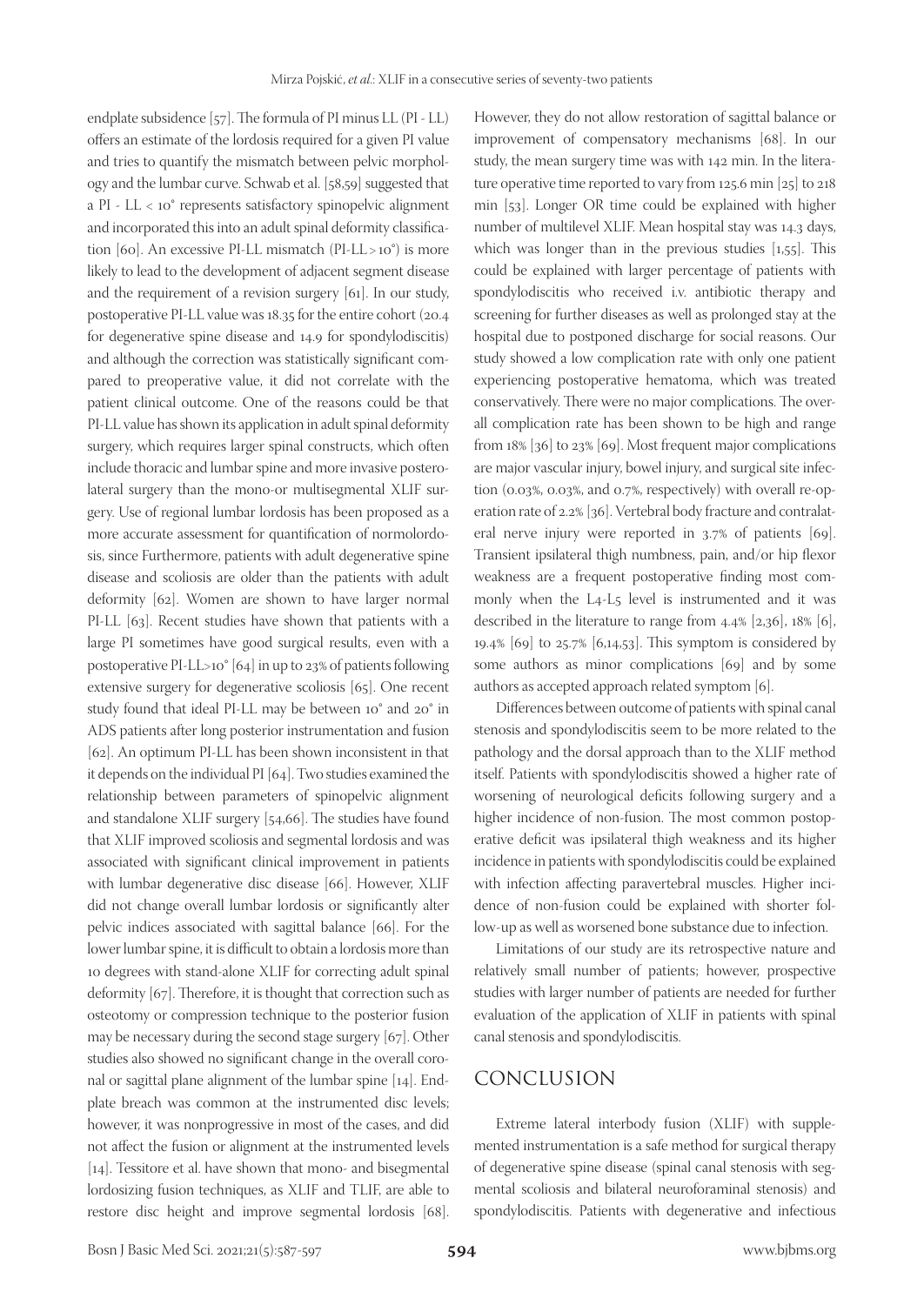endplate subsidence [57]. The formula of PI minus LL (PI - LL) offers an estimate of the lordosis required for a given PI value and tries to quantify the mismatch between pelvic morphology and the lumbar curve. Schwab et al. [58,59] suggested that a PI - LL < 10° represents satisfactory spinopelvic alignment and incorporated this into an adult spinal deformity classification [60]. An excessive PI-LL mismatch (PI-LL > 10°) is more likely to lead to the development of adjacent segment disease and the requirement of a revision surgery [61]. In our study, postoperative PI-LL value was 18.35 for the entire cohort (20.4 for degenerative spine disease and 14.9 for spondylodiscitis) and although the correction was statistically significant compared to preoperative value, it did not correlate with the patient clinical outcome. One of the reasons could be that PI-LL value has shown its application in adult spinal deformity surgery, which requires larger spinal constructs, which often include thoracic and lumbar spine and more invasive posterolateral surgery than the mono-or multisegmental XLIF surgery. Use of regional lumbar lordosis has been proposed as a more accurate assessment for quantification of normolordosis, since Furthermore, patients with adult degenerative spine disease and scoliosis are older than the patients with adult deformity [62]. Women are shown to have larger normal PI-LL [63]. Recent studies have shown that patients with a large PI sometimes have good surgical results, even with a postoperative PI-LL>10° [64] in up to 23% of patients following extensive surgery for degenerative scoliosis [65]. One recent study found that ideal PI-LL may be between 10° and 20° in ADS patients after long posterior instrumentation and fusion [62]. An optimum PI-LL has been shown inconsistent in that it depends on the individual PI [64]. Two studies examined the relationship between parameters of spinopelvic alignment and standalone XLIF surgery [54,66]. The studies have found that XLIF improved scoliosis and segmental lordosis and was associated with significant clinical improvement in patients with lumbar degenerative disc disease [66]. However, XLIF did not change overall lumbar lordosis or significantly alter pelvic indices associated with sagittal balance [66]. For the lower lumbar spine, it is difficult to obtain a lordosis more than 10 degrees with stand-alone XLIF for correcting adult spinal deformity [67]. Therefore, it is thought that correction such as osteotomy or compression technique to the posterior fusion may be necessary during the second stage surgery [67]. Other studies also showed no significant change in the overall coronal or sagittal plane alignment of the lumbar spine [14]. Endplate breach was common at the instrumented disc levels; however, it was nonprogressive in most of the cases, and did not affect the fusion or alignment at the instrumented levels [14]. Tessitore et al. have shown that mono- and bisegmental lordosizing fusion techniques, as XLIF and TLIF, are able to restore disc height and improve segmental lordosis [68]. However, they do not allow restoration of sagittal balance or improvement of compensatory mechanisms [68]. In our study, the mean surgery time was with 142 min. In the literature operative time reported to vary from 125.6 min [25] to 218 min [53]. Longer OR time could be explained with higher number of multilevel XLIF. Mean hospital stay was 14.3 days, which was longer than in the previous studies [1,55]. This could be explained with larger percentage of patients with spondylodiscitis who received i.v. antibiotic therapy and screening for further diseases as well as prolonged stay at the hospital due to postponed discharge for social reasons. Our study showed a low complication rate with only one patient experiencing postoperative hematoma, which was treated conservatively. There were no major complications. The overall complication rate has been shown to be high and range from 18% [36] to 23% [69]. Most frequent major complications are major vascular injury, bowel injury, and surgical site infection (0.03%, 0.03%, and 0.7%, respectively) with overall re-operation rate of 2.2% [36]. Vertebral body fracture and contralateral nerve injury were reported in 3.7% of patients [69]. Transient ipsilateral thigh numbness, pain, and/or hip flexor weakness are a frequent postoperative finding most commonly when the L4-L5 level is instrumented and it was described in the literature to range from 4.4% [2,36], 18% [6], 19.4% [69] to 25.7% [6,14,53]. This symptom is considered by some authors as minor complications [69] and by some authors as accepted approach related symptom [6].

Differences between outcome of patients with spinal canal stenosis and spondylodiscitis seem to be more related to the pathology and the dorsal approach than to the XLIF method itself. Patients with spondylodiscitis showed a higher rate of worsening of neurological deficits following surgery and a higher incidence of non-fusion. The most common postoperative deficit was ipsilateral thigh weakness and its higher incidence in patients with spondylodiscitis could be explained with infection affecting paravertebral muscles. Higher incidence of non-fusion could be explained with shorter follow-up as well as worsened bone substance due to infection.

Limitations of our study are its retrospective nature and relatively small number of patients; however, prospective studies with larger number of patients are needed for further evaluation of the application of XLIF in patients with spinal canal stenosis and spondylodiscitis.

## CONCLUSION

Extreme lateral interbody fusion (XLIF) with supplemented instrumentation is a safe method for surgical therapy of degenerative spine disease (spinal canal stenosis with segmental scoliosis and bilateral neuroforaminal stenosis) and spondylodiscitis. Patients with degenerative and infectious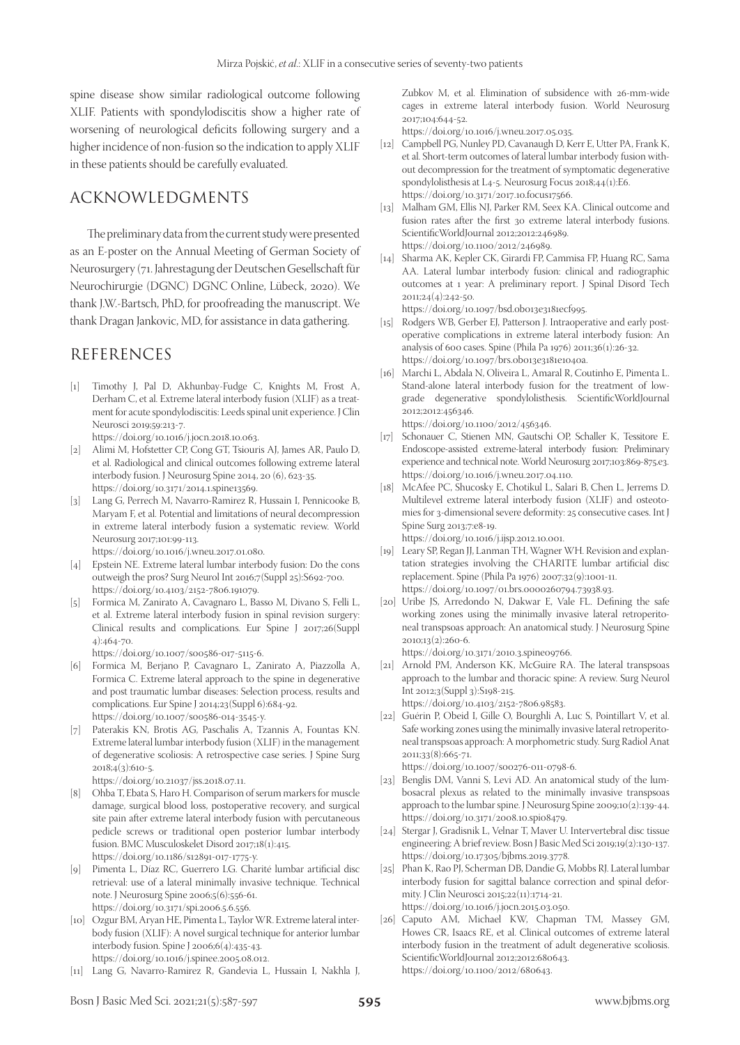spine disease show similar radiological outcome following XLIF. Patients with spondylodiscitis show a higher rate of worsening of neurological deficits following surgery and a higher incidence of non-fusion so the indication to apply XLIF in these patients should be carefully evaluated.

## ACKNOWLEDGMENTS

The preliminary data from the current study were presented as an E-poster on the Annual Meeting of German Society of Neurosurgery (71. Jahrestagung der Deutschen Gesellschaft für Neurochirurgie (DGNC) DGNC Online, Lübeck, 2020). We thank J.W.-Bartsch, PhD, for proofreading the manuscript. We thank Dragan Jankovic, MD, for assistance in data gathering.

## REFERENCES

[1] Timothy J, Pal D, Akhunbay-Fudge C, Knights M, Frost A, Derham C, et al. Extreme lateral interbody fusion (XLIF) as a treatment for acute spondylodiscitis: Leeds spinal unit experience. J Clin Neurosci 2019;59:213-7.
https://doi.org/10.1016/j.jocn.2018.10.063.

[2] Alimi M, Hofstetter CP, Cong GT, Tsiouris AJ, James AR, Paulo D, et al. Radiological and clinical outcomes following extreme lateral interbody fusion. J Neurosurg Spine 2014, 20 (6), 623-35.
https://doi.org/10.3171/2014.1.spine13569.

[3] Lang G, Perrech M, Navarro-Ramirez R, Hussain I, Pennicooke B, Maryam F, et al. Potential and limitations of neural decompression in extreme lateral interbody fusion a systematic review. World Neurosurg 2017;101:99-113.
https://doi.org/10.1016/j.wneu.2017.01.080.

[4] Epstein NE. Extreme lateral lumbar interbody fusion: Do the cons outweigh the pros? Surg Neurol Int 2016;7(Suppl 25):S692-700.
https://doi.org/10.4103/2152-7806.191079.

[5] Formica M, Zanirato A, Cavagnaro L, Basso M, Divano S, Felli L, et al. Extreme lateral interbody fusion in spinal revision surgery: Clinical results and complications. Eur Spine J 2017;26(Suppl 4):464-70.
https://doi.org/10.1007/s00586-017-5115-6.

[6] Formica M, Berjano P, Cavagnaro L, Zanirato A, Piazzolla A, Formica C. Extreme lateral approach to the spine in degenerative and post traumatic lumbar diseases: Selection process, results and complications. Eur Spine J 2014;23(Suppl 6):684-92.
https://doi.org/10.1007/s00586-014-3545-y.

[7] Paterakis KN, Brotis AG, Paschalis A, Tzannis A, Fountas KN. Extreme lateral lumbar interbody fusion (XLIF) in the management of degenerative scoliosis: A retrospective case series. J Spine Surg 2018;4(3):610-5.
https://doi.org/10.21037/jss.2018.07.11.

[8] Ohba T, Ebata S, Haro H. Comparison of serum markers for muscle damage, surgical blood loss, postoperative recovery, and surgical site pain after extreme lateral interbody fusion with percutaneous pedicle screws or traditional open posterior lumbar interbody fusion. BMC Musculoskelet Disord 2017;18(1):415.
https://doi.org/10.1186/s12891-017-1775-y.

[9] Pimenta L, Díaz RC, Guerrero LG. Charité lumbar artificial disc retrieval: use of a lateral minimally invasive technique. Technical note. J Neurosurg Spine 2006;5(6):556-61.
https://doi.org/10.3171/spi.2006.5.6.556.

[10] Ozgur BM, Aryan HE, Pimenta L, Taylor WR. Extreme lateral interbody fusion (XLIF): A novel surgical technique for anterior lumbar interbody fusion. Spine J 2006;6(4):435-43.
https://doi.org/10.1016/j.spinee.2005.08.012.

[11] Lang G, Navarro-Ramirez R, Gandevia L, Hussain I, Nakhla J, Zubkov M, et al. Elimination of subsidence with 26-mm-wide cages in extreme lateral interbody fusion. World Neurosurg 2017;104:644-52.
https://doi.org/10.1016/j.wneu.2017.05.035.

[12] Campbell PG, Nunley PD, Cavanaugh D, Kerr E, Utter PA, Frank K, et al. Short-term outcomes of lateral lumbar interbody fusion without decompression for the treatment of symptomatic degenerative spondylolisthesis at L4-5. Neurosurg Focus 2018;44(1):E6.
https://doi.org/10.3171/2017.10.focus17566.

[13] Malham GM, Ellis NJ, Parker RM, Seex KA. Clinical outcome and fusion rates after the first 30 extreme lateral interbody fusions. ScientificWorldJournal 2012;2012:246989.
https://doi.org/10.1100/2012/246989.

[14] Sharma AK, Kepler CK, Girardi FP, Cammisa FP, Huang RC, Sama AA. Lateral lumbar interbody fusion: clinical and radiographic outcomes at 1 year: A preliminary report. J Spinal Disord Tech 2011;24(4):242-50.
https://doi.org/10.1097/bsd.0b013e3181ecf995.

[15] Rodgers WB, Gerber EJ, Patterson J. Intraoperative and early postoperative complications in extreme lateral interbody fusion: An analysis of 600 cases. Spine (Phila Pa 1976) 2011;36(1):26-32.
https://doi.org/10.1097/brs.0b013e3181e1040a.

[16] Marchi L, Abdala N, Oliveira L, Amaral R, Coutinho E, Pimenta L. Stand-alone lateral interbody fusion for the treatment of low-grade degenerative spondylolisthesis. ScientificWorldJournal 2012;2012:456346.
https://doi.org/10.1100/2012/456346.

[17] Schonauer C, Stienen MN, Gautschi OP, Schaller K, Tessitore E. Endoscope-assisted extreme-lateral interbody fusion: Preliminary experience and technical note. World Neurosurg 2017;103:869-875.e3.
https://doi.org/10.1016/j.wneu.2017.04.110.

[18] McAfee PC, Shucosky E, Chotikul L, Salari B, Chen L, Jerrems D. Multilevel extreme lateral interbody fusion (XLIF) and osteotomies for 3-dimensional severe deformity: 25 consecutive cases. Int J Spine Surg 2013;7:e8-19.
https://doi.org/10.1016/j.ijsp.2012.10.001.

[19] Leary SP, Regan JJ, Lanman TH, Wagner WH. Revision and explantation strategies involving the CHARITE lumbar artificial disc replacement. Spine (Phila Pa 1976) 2007;32(9):1001-11.
https://doi.org/10.1097/01.brs.0000260794.73938.93.

[20] Uribe JS, Arredondo N, Dakwar E, Vale FL. Defining the safe working zones using the minimally invasive lateral retroperitoneal transpsoas approach: An anatomical study. J Neurosurg Spine 2010;13(2):260-6.
https://doi.org/10.3171/2010.3.spine09766.

[21] Arnold PM, Anderson KK, McGuire RA. The lateral transpsoas approach to the lumbar and thoracic spine: A review. Surg Neurol Int 2012;3(Suppl 3):S198-215.
https://doi.org/10.4103/2152-7806.98583.

[22] Guérin P, Obeid I, Gille O, Bourghli A, Luc S, Pointillart V, et al. Safe working zones using the minimally invasive lateral retroperitoneal transpsoas approach: A morphometric study. Surg Radiol Anat 2011;33(8):665-71.
https://doi.org/10.1007/s00276-011-0798-6.

[23] Benglis DM, Vanni S, Levi AD. An anatomical study of the lumbosacral plexus as related to the minimally invasive transpsoas approach to the lumbar spine. J Neurosurg Spine 2009;10(2):139-44.
https://doi.org/10.3171/2008.10.spi08479.

[24] Stergar J, Gradisnik L, Velnar T, Maver U. Intervertebral disc tissue engineering: A brief review. Bosn J Basic Med Sci 2019;19(2):130-137.
https://doi.org/10.17305/bjbms.2019.3778.

[25] Phan K, Rao PJ, Scherman DB, Dandie G, Mobbs RJ. Lateral lumbar interbody fusion for sagittal balance correction and spinal deformity. J Clin Neurosci 2015;22(11):1714-21.
https://doi.org/10.1016/j.jocn.2015.03.050.

[26] Caputo AM, Michael KW, Chapman TM, Massey GM, Howes CR, Isaacs RE, et al. Clinical outcomes of extreme lateral interbody fusion in the treatment of adult degenerative scoliosis. ScientificWorldJournal 2012;2012:680643.
https://doi.org/10.1100/2012/680643.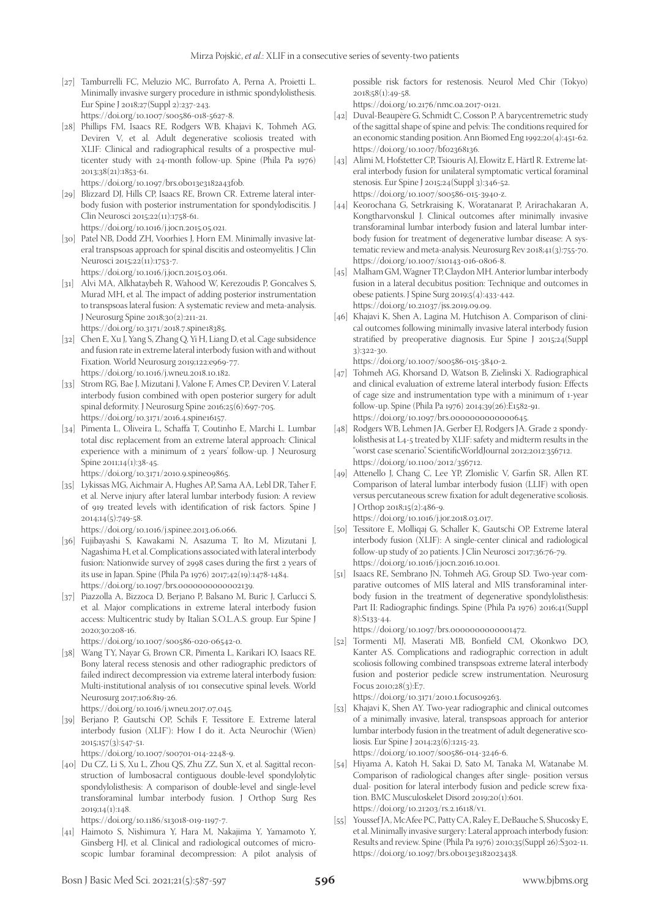[27] Tamburrelli FC, Meluzio MC, Burrofato A, Perna A, Proietti L. Minimally invasive surgery procedure in isthmic spondylolisthesis. Eur Spine J 2018;27(Suppl 2):237-243.
https://doi.org/10.1007/s00586-018-5627-8.

[28] Phillips FM, Isaacs RE, Rodgers WB, Khajavi K, Tohmeh AG, Deviren V, et al. Adult degenerative scoliosis treated with XLIF: Clinical and radiographical results of a prospective multicenter study with 24-month follow-up. Spine (Phila Pa 1976) 2013;38(21):1853-61.
https://doi.org/10.1097/brs.0b013e3182a43f0b.

[29] Blizzard DJ, Hills CP, Isaacs RE, Brown CR. Extreme lateral interbody fusion with posterior instrumentation for spondylodiscitis. J Clin Neurosci 2015;22(11):1758-61.
https://doi.org/10.1016/j.jocn.2015.05.021.

[30] Patel NB, Dodd ZH, Voorhies J, Horn EM. Minimally invasive lateral transpsoas approach for spinal discitis and osteomyelitis. J Clin Neurosci 2015;22(11):1753-7.
https://doi.org/10.1016/j.jocn.2015.03.061.

[31] Alvi MA, Alkhataybeh R, Wahood W, Kerezoudis P, Goncalves S, Murad MH, et al. The impact of adding posterior instrumentation to transpsoas lateral fusion: A systematic review and meta-analysis. J Neurosurg Spine 2018;30(2):211-21.
https://doi.org/10.3171/2018.7.spine18385.

[32] Chen E, Xu J, Yang S, Zhang Q, Yi H, Liang D, et al. Cage subsidence and fusion rate in extreme lateral interbody fusion with and without Fixation. World Neurosurg 2019;122:e969-77.
https://doi.org/10.1016/j.wneu.2018.10.182.

[33] Strom RG, Bae J, Mizutani J, Valone F, Ames CP, Deviren V. Lateral interbody fusion combined with open posterior surgery for adult spinal deformity. J Neurosurg Spine 2016;25(6):697-705.
https://doi.org/10.3171/2016.4.spine16157.

[34] Pimenta L, Oliveira L, Schaffa T, Coutinho E, Marchi L. Lumbar total disc replacement from an extreme lateral approach: Clinical experience with a minimum of 2 years' follow-up. J Neurosurg Spine 2011;14(1):38-45.
https://doi.org/10.3171/2010.9.spine09865.

[35] Lykissas MG, Aichmair A, Hughes AP, Sama AA, Lebl DR, Taher F, et al. Nerve injury after lateral lumbar interbody fusion: A review of 919 treated levels with identification of risk factors. Spine J 2014;14(5):749-58.
https://doi.org/10.1016/j.spinee.2013.06.066.

[36] Fujibayashi S, Kawakami N, Asazuma T, Ito M, Mizutani J, Nagashima H, et al. Complications associated with lateral interbody fusion: Nationwide survey of 2998 cases during the first 2 years of its use in Japan. Spine (Phila Pa 1976) 2017;42(19):1478-1484.
https://doi.org/10.1097/brs.0000000000002139.

[37] Piazzolla A, Bizzoca D, Berjano P, Balsano M, Buric J, Carlucci S, et al. Major complications in extreme lateral interbody fusion access: Multicentric study by Italian S.O.L.A.S. group. Eur Spine J 2020;30:208-16.
https://doi.org/10.1007/s00586-020-06542-0.

[38] Wang TY, Nayar G, Brown CR, Pimenta L, Karikari IO, Isaacs RE. Bony lateral recess stenosis and other radiographic predictors of failed indirect decompression via extreme lateral interbody fusion: Multi-institutional analysis of 101 consecutive spinal levels. World Neurosurg 2017;106:819-26.
https://doi.org/10.1016/j.wneu.2017.07.045.

[39] Berjano P, Gautschi OP, Schils F, Tessitore E. Extreme lateral interbody fusion (XLIF®): How I do it. Acta Neurochir (Wien) 2015;157(3):547-51.
https://doi.org/10.1007/s00701-014-2248-9.

[40] Du CZ, Li S, Xu L, Zhou QS, Zhu ZZ, Sun X, et al. Sagittal reconstruction of lumbosacral contiguous double-level spondylolytic spondylolisthesis: A comparison of double-level and single-level transforaminal lumbar interbody fusion. J Orthop Surg Res 2019;14(1):148.
https://doi.org/10.1186/s13018-019-1197-7.

[41] Haimoto S, Nishimura Y, Hara M, Nakajima Y, Yamamoto Y, Ginsberg HJ, et al. Clinical and radiological outcomes of microscopic lumbar foraminal decompression: A pilot analysis of possible risk factors for restenosis. Neurol Med Chir (Tokyo) 2018;58(1):49-58.
https://doi.org/10.2176/nmc.oa.2017-0121.

[42] Duval-Beaupère G, Schmidt C, Cosson P. A barycentremetric study of the sagittal shape of spine and pelvis: The conditions required for an economic standing position. Ann Biomed Eng 1992;20(4):451-62.
https://doi.org/10.1007/bf02368136.

[43] Alimi M, Hofstetter CP, Tsiouris AJ, Elowitz E, Härtl R. Extreme lateral interbody fusion for unilateral symptomatic vertical foraminal stenosis. Eur Spine J 2015;24(Suppl 3):346-52.
https://doi.org/10.1007/s00586-015-3940-z.

[44] Keorochana G, Setrkraising K, Woratanarat P, Arirachakaran A, Kongtharvonskul J. Clinical outcomes after minimally invasive transforaminal lumbar interbody fusion and lateral lumbar interbody fusion for treatment of degenerative lumbar disease: A systematic review and meta-analysis. Neurosurg Rev 2018;41(3):755-70.
https://doi.org/10.1007/s10143-016-0806-8.

[45] Malham GM, Wagner TP, Claydon MH. Anterior lumbar interbody fusion in a lateral decubitus position: Technique and outcomes in obese patients. J Spine Surg 2019;5(4):433-442.
https://doi.org/10.21037/jss.2019.09.09.

[46] Khajavi K, Shen A, Lagina M, Hutchison A. Comparison of clinical outcomes following minimally invasive lateral interbody fusion stratified by preoperative diagnosis. Eur Spine J 2015;24(Suppl 3):322-30.
https://doi.org/10.1007/s00586-015-3840-2.

[47] Tohmeh AG, Khorsand D, Watson B, Zielinski X. Radiographical and clinical evaluation of extreme lateral interbody fusion: Effects of cage size and instrumentation type with a minimum of 1-year follow-up. Spine (Phila Pa 1976) 2014;39(26):E1582-91.
https://doi.org/10.1097/brs.0000000000000645.

[48] Rodgers WB, Lehmen JA, Gerber EJ, Rodgers JA. Grade 2 spondylolisthesis at L4-5 treated by XLIF: safety and midterm results in the "worst case scenario". ScientificWorldJournal 2012;2012:356712.
https://doi.org/10.1100/2012/356712.

[49] Attenello J, Chang C, Lee YP, Zlomislic V, Garfin SR, Allen RT. Comparison of lateral lumbar interbody fusion (LLIF) with open versus percutaneous screw fixation for adult degenerative scoliosis. J Orthop 2018;15(2):486-9.
https://doi.org/10.1016/j.jor.2018.03.017.

[50] Tessitore E, Molliqaj G, Schaller K, Gautschi OP. Extreme lateral interbody fusion (XLIF): A single-center clinical and radiological follow-up study of 20 patients. J Clin Neurosci 2017;36:76-79.
https://doi.org/10.1016/j.jocn.2016.10.001.

[51] Isaacs RE, Sembrano JN, Tohmeh AG, Group SD. Two-year comparative outcomes of MIS lateral and MIS transforaminal interbody fusion in the treatment of degenerative spondylolisthesis: Part II: Radiographic findings. Spine (Phila Pa 1976) 2016;41(Suppl 8):S133-44.
https://doi.org/10.1097/brs.0000000000001472.

[52] Tormenti MJ, Maserati MB, Bonfield CM, Okonkwo DO, Kanter AS. Complications and radiographic correction in adult scoliosis following combined transpsoas extreme lateral interbody fusion and posterior pedicle screw instrumentation. Neurosurg Focus 2010;28(3):E7.
https://doi.org/10.3171/2010.1.focus09263.

[53] Khajavi K, Shen AY. Two-year radiographic and clinical outcomes of a minimally invasive, lateral, transpsoas approach for anterior lumbar interbody fusion in the treatment of adult degenerative scoliosis. Eur Spine J 2014;23(6):1215-23.
https://doi.org/10.1007/s00586-014-3246-6.

[54] Hiyama A, Katoh H, Sakai D, Sato M, Tanaka M, Watanabe M. Comparison of radiological changes after single- position versus dual- position for lateral interbody fusion and pedicle screw fixation. BMC Musculoskelet Disord 2019;20(1):601.
https://doi.org/10.21203/rs.2.16118/v1.

[55] Youssef JA, McAfee PC, Patty CA, Raley E, DeBauche S, Shucosky E, et al. Minimally invasive surgery: Lateral approach interbody fusion: Results and review. Spine (Phila Pa 1976) 2010;35(Suppl 26):S302-11.
https://doi.org/10.1097/brs.0b013e3182023438.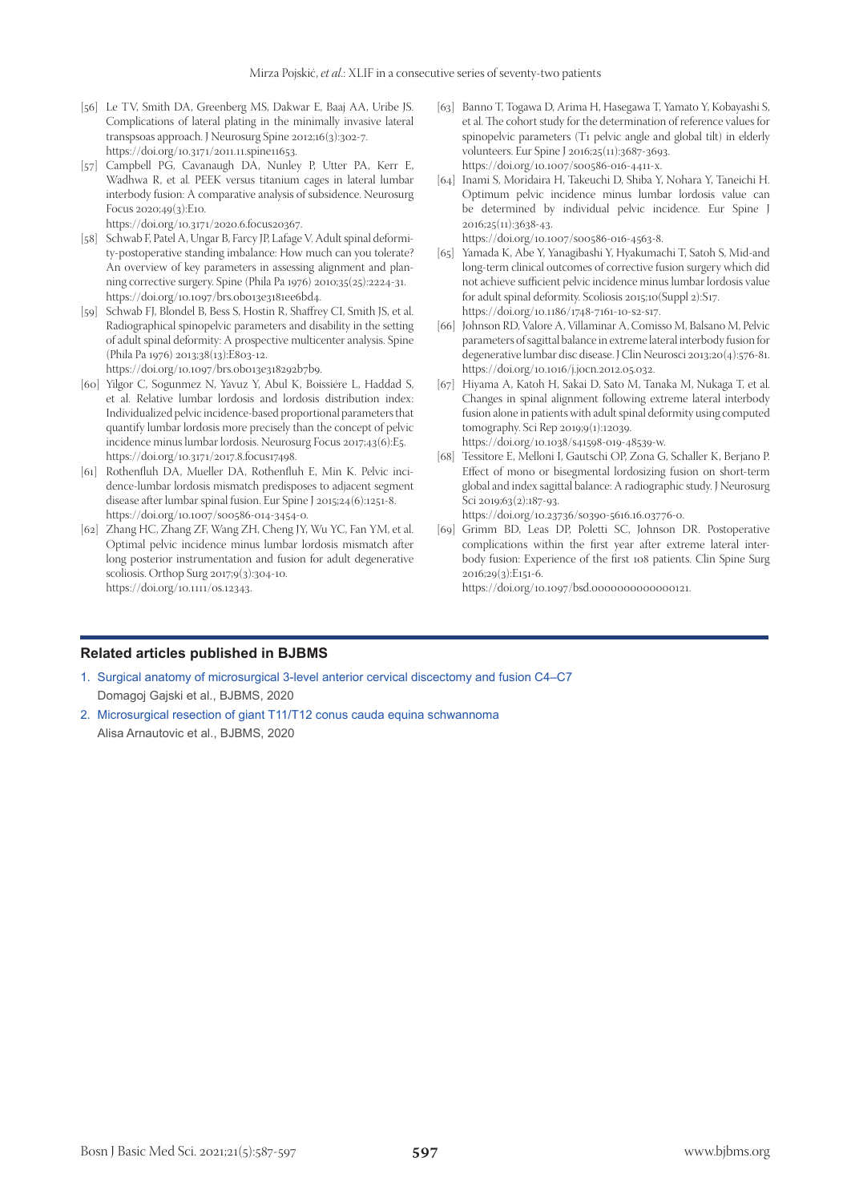[56] Le TV, Smith DA, Greenberg MS, Dakwar E, Baaj AA, Uribe JS. Complications of lateral plating in the minimally invasive lateral transpsoas approach. J Neurosurg Spine 2012;16(3):302-7. https://doi.org/10.3171/2011.11.spine11653.

[57] Campbell PG, Cavanaugh DA, Nunley P, Utter PA, Kerr E, Wadhwa R, et al. PEEK versus titanium cages in lateral lumbar interbody fusion: A comparative analysis of subsidence. Neurosurg Focus 2020;49(3):E10. https://doi.org/10.3171/2020.6.focus20367.

[58] Schwab F, Patel A, Ungar B, Farcy JP, Lafage V. Adult spinal deformity-postoperative standing imbalance: How much can you tolerate? An overview of key parameters in assessing alignment and planning corrective surgery. Spine (Phila Pa 1976) 2010;35(25):2224-31. https://doi.org/10.1097/brs.0b013e3181ee6bd4.

[59] Schwab FJ, Blondel B, Bess S, Hostin R, Shaffrey CI, Smith JS, et al. Radiographical spinopelvic parameters and disability in the setting of adult spinal deformity: A prospective multicenter analysis. Spine (Phila Pa 1976) 2013;38(13):E803-12. https://doi.org/10.1097/brs.0b013e318292b7b9.

[60] Yilgor C, Sogunmez N, Yavuz Y, Abul K, Boissiére L, Haddad S, et al. Relative lumbar lordosis and lordosis distribution index: Individualized pelvic incidence-based proportional parameters that quantify lumbar lordosis more precisely than the concept of pelvic incidence minus lumbar lordosis. Neurosurg Focus 2017;43(6):E5. https://doi.org/10.3171/2017.8.focus17498.

[61] Rothenfluh DA, Mueller DA, Rothenfluh E, Min K. Pelvic incidence-lumbar lordosis mismatch predisposes to adjacent segment disease after lumbar spinal fusion. Eur Spine J 2015;24(6):1251-8. https://doi.org/10.1007/s00586-014-3454-0.

[62] Zhang HC, Zhang ZF, Wang ZH, Cheng JY, Wu YC, Fan YM, et al. Optimal pelvic incidence minus lumbar lordosis mismatch after long posterior instrumentation and fusion for adult degenerative scoliosis. Orthop Surg 2017;9(3):304-10. https://doi.org/10.1111/os.12343.

[63] Banno T, Togawa D, Arima H, Hasegawa T, Yamato Y, Kobayashi S, et al. The cohort study for the determination of reference values for spinopelvic parameters (T1 pelvic angle and global tilt) in elderly volunteers. Eur Spine J 2016;25(11):3687-3693. https://doi.org/10.1007/s00586-016-4411-x.

[64] Inami S, Moridaira H, Takeuchi D, Shiba Y, Nohara Y, Taneichi H. Optimum pelvic incidence minus lumbar lordosis value can be determined by individual pelvic incidence. Eur Spine J 2016;25(11):3638-43. https://doi.org/10.1007/s00586-016-4563-8.

[65] Yamada K, Abe Y, Yanagibashi Y, Hyakumachi T, Satoh S, Mid-and long-term clinical outcomes of corrective fusion surgery which did not achieve sufficient pelvic incidence minus lumbar lordosis value for adult spinal deformity. Scoliosis 2015;10(Suppl 2):S17. https://doi.org/10.1186/1748-7161-10-s2-s17.

[66] Johnson RD, Valore A, Villaminar A, Comisso M, Balsano M, Pelvic parameters of sagittal balance in extreme lateral interbody fusion for degenerative lumbar disc disease. J Clin Neurosci 2013;20(4):576-81. https://doi.org/10.1016/j.jocn.2012.05.032.

[67] Hiyama A, Katoh H, Sakai D, Sato M, Tanaka M, Nukaga T, et al. Changes in spinal alignment following extreme lateral interbody fusion alone in patients with adult spinal deformity using computed tomography. Sci Rep 2019;9(1):12039. https://doi.org/10.1038/s41598-019-48539-w.

[68] Tessitore E, Melloni I, Gautschi OP, Zona G, Schaller K, Berjano P. Effect of mono or bisegmental lordosizing fusion on short-term global and index sagittal balance: A radiographic study. J Neurosurg Sci 2019;63(2):187-93. https://doi.org/10.23736/s0390-5616.16.03776-0.

[69] Grimm BD, Leas DP, Poletti SC, Johnson DR. Postoperative complications within the first year after extreme lateral interbody fusion: Experience of the first 108 patients. Clin Spine Surg 2016;29(3):E151-6. https://doi.org/10.1097/bsd.0000000000000121.

## Related articles published in BJBMS

1. Surgical anatomy of microsurgical 3-level anterior cervical discectomy and fusion C4–C7
   Domagoj Gajski et al., BJBMS, 2020
2. Microsurgical resection of giant T11/T12 conus cauda equina schwannoma
   Alisa Arnautovic et al., BJBMS, 2020